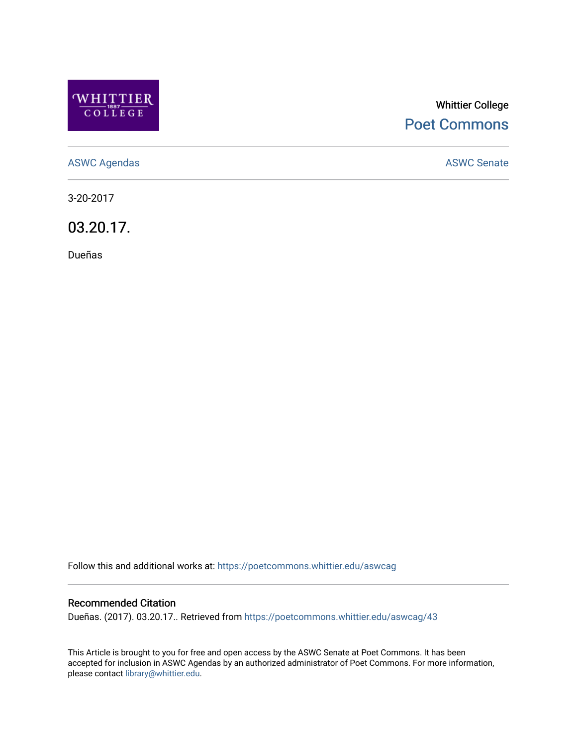Whittier College

Poet Commons

ASWC Agendas

ASWC Senate

3-20-2017

# 03.20.17.

Dueñas

Follow this and additional works at: https://poetcommons.whittier.edu/aswcag

## Recommended Citation

Dueñas. (2017). 03.20.17.. Retrieved from https://poetcommons.whittier.edu/aswcag/43

This Article is brought to you for free and open access by the ASWC Senate at Poet Commons. It has been accepted for inclusion in ASWC Agendas by an authorized administrator of Poet Commons. For more information, please contact library@whittier.edu.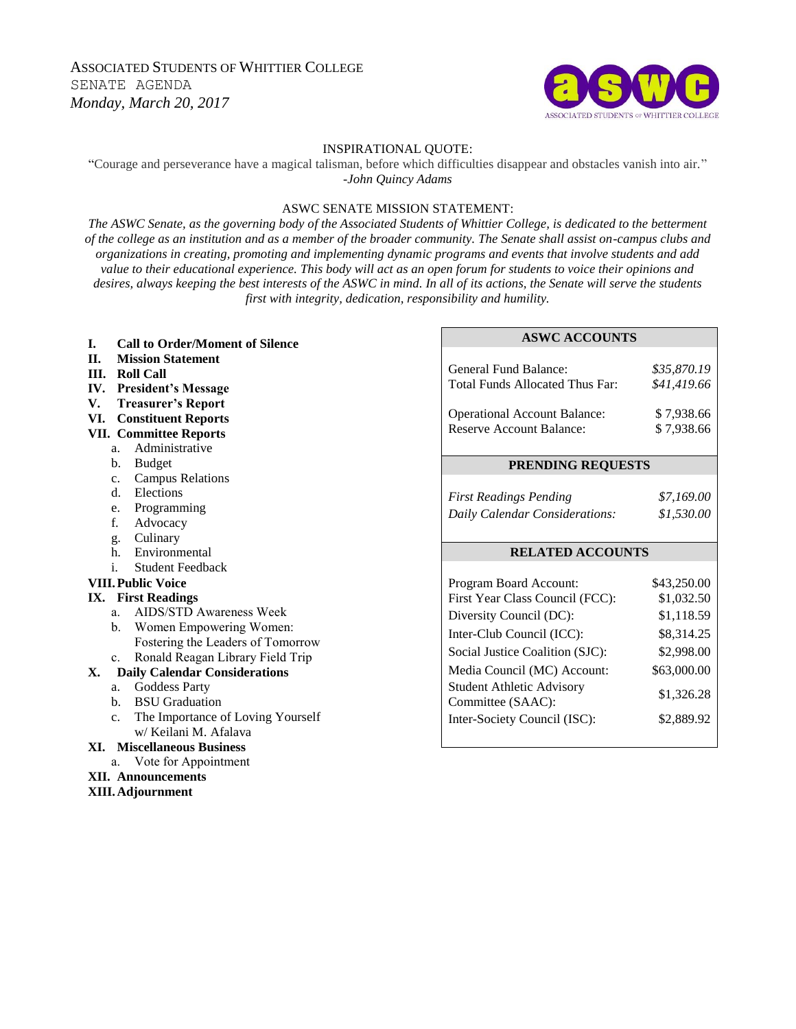ASSOCIATED STUDENTS OF WHITTIER COLLEGE
SENATE AGENDA
*Monday, March 20, 2017*

INSPIRATIONAL QUOTE:

"Courage and perseverance have a magical talisman, before which difficulties disappear and obstacles vanish into air."
*-John Quincy Adams*

ASWC SENATE MISSION STATEMENT:

*The ASWC Senate, as the governing body of the Associated Students of Whittier College, is dedicated to the betterment of the college as an institution and as a member of the broader community. The Senate shall assist on-campus clubs and organizations in creating, promoting and implementing dynamic programs and events that involve students and add value to their educational experience. This body will act as an open forum for students to voice their opinions and desires, always keeping the best interests of the ASWC in mind. In all of its actions, the Senate will serve the students first with integrity, dedication, responsibility and humility.*

**I. Call to Order/Moment of Silence**
**II. Mission Statement**
**III. Roll Call**
**IV. President's Message**
**V. Treasurer's Report**
**VI. Constituent Reports**
**VII. Committee Reports**
  a. Administrative
  b. Budget
  c. Campus Relations
  d. Elections
  e. Programming
  f. Advocacy
  g. Culinary
  h. Environmental
  i. Student Feedback
**VIII. Public Voice**
**IX. First Readings**
  a. AIDS/STD Awareness Week
  b. Women Empowering Women: Fostering the Leaders of Tomorrow
  c. Ronald Reagan Library Field Trip
**X. Daily Calendar Considerations**
  a. Goddess Party
  b. BSU Graduation
  c. The Importance of Loving Yourself w/ Keilani M. Afalava
**XI. Miscellaneous Business**
  a. Vote for Appointment
**XII. Announcements**
**XIII. Adjournment**

| ASWC ACCOUNTS | |
|---|---|
| General Fund Balance: | *$35,870.19* |
| Total Funds Allocated Thus Far: | *$41,419.66* |
| Operational Account Balance: | $ 7,938.66 |
| Reserve Account Balance: | $ 7,938.66 |
| **PRENDING REQUESTS** | |
| *First Readings Pending* | *$7,169.00* |
| *Daily Calendar Considerations:* | *$1,530.00* |
| **RELATED ACCOUNTS** | |
| Program Board Account: | $43,250.00 |
| First Year Class Council (FCC): | $1,032.50 |
| Diversity Council (DC): | $1,118.59 |
| Inter-Club Council (ICC): | $8,314.25 |
| Social Justice Coalition (SJC): | $2,998.00 |
| Media Council (MC) Account: | $63,000.00 |
| Student Athletic Advisory Committee (SAAC): | $1,326.28 |
| Inter-Society Council (ISC): | $2,889.92 |